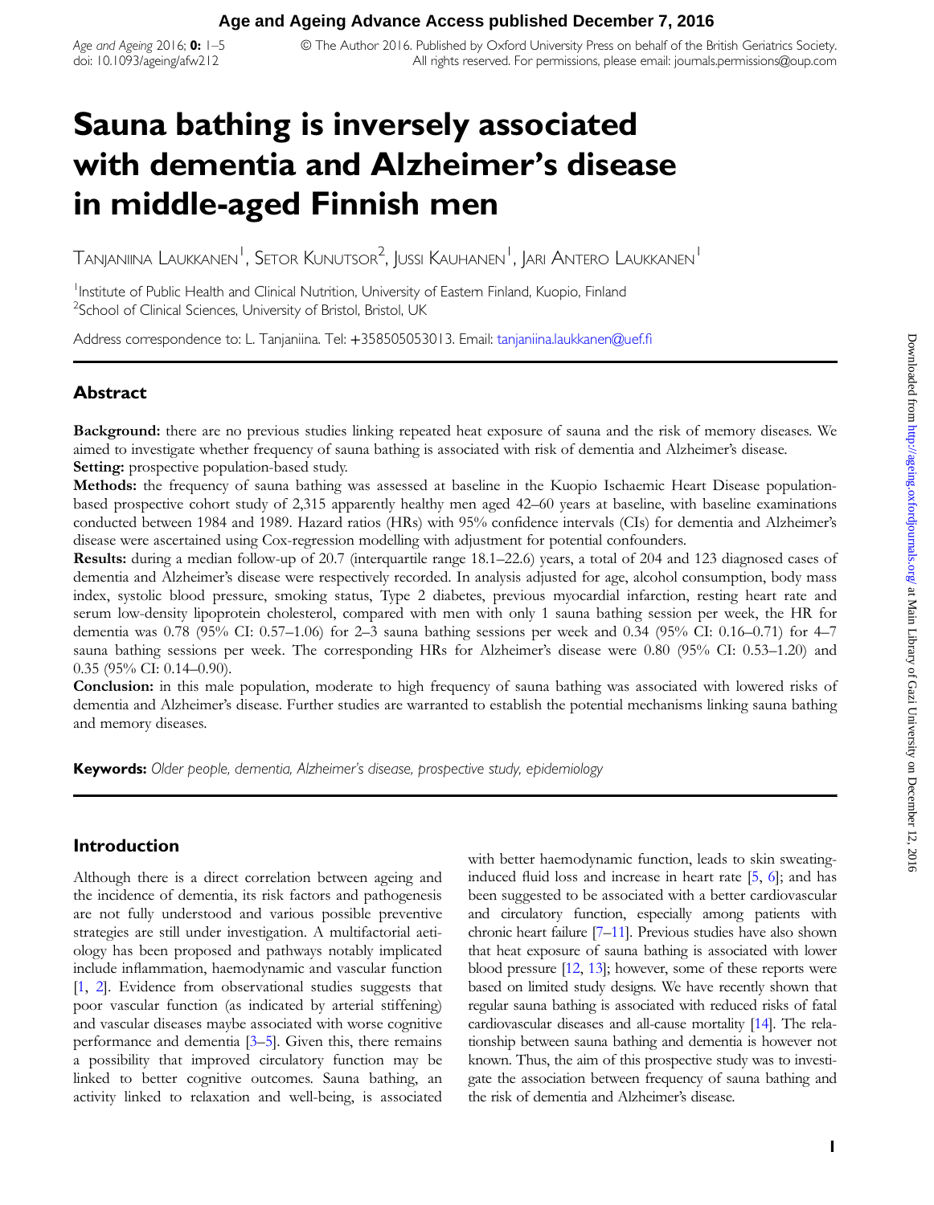# Sauna bathing is inversely associated with dementia and Alzheimer's disease in middle-aged Finnish men

Tanjaniina Laukkanen[1], Setor Kunutsor[2], Jussi Kauhanen[1], Jari Antero Laukkanen[1]

[1]Institute of Public Health and Clinical Nutrition, University of Eastern Finland, Kuopio, Finland
[2]School of Clinical Sciences, University of Bristol, Bristol, UK

Address correspondence to: L. Tanjaniina. Tel: +358505053013. Email: tanjaniina.laukkanen@uef.fi

## Abstract

**Background:** there are no previous studies linking repeated heat exposure of sauna and the risk of memory diseases. We aimed to investigate whether frequency of sauna bathing is associated with risk of dementia and Alzheimer's disease.

**Setting:** prospective population-based study.

**Methods:** the frequency of sauna bathing was assessed at baseline in the Kuopio Ischaemic Heart Disease population-based prospective cohort study of 2,315 apparently healthy men aged 42–60 years at baseline, with baseline examinations conducted between 1984 and 1989. Hazard ratios (HRs) with 95% confidence intervals (CIs) for dementia and Alzheimer's disease were ascertained using Cox-regression modelling with adjustment for potential confounders.

**Results:** during a median follow-up of 20.7 (interquartile range 18.1–22.6) years, a total of 204 and 123 diagnosed cases of dementia and Alzheimer's disease were respectively recorded. In analysis adjusted for age, alcohol consumption, body mass index, systolic blood pressure, smoking status, Type 2 diabetes, previous myocardial infarction, resting heart rate and serum low-density lipoprotein cholesterol, compared with men with only 1 sauna bathing session per week, the HR for dementia was 0.78 (95% CI: 0.57–1.06) for 2–3 sauna bathing sessions per week and 0.34 (95% CI: 0.16–0.71) for 4–7 sauna bathing sessions per week. The corresponding HRs for Alzheimer's disease were 0.80 (95% CI: 0.53–1.20) and 0.35 (95% CI: 0.14–0.90).

**Conclusion:** in this male population, moderate to high frequency of sauna bathing was associated with lowered risks of dementia and Alzheimer's disease. Further studies are warranted to establish the potential mechanisms linking sauna bathing and memory diseases.

**Keywords:** *Older people, dementia, Alzheimer's disease, prospective study, epidemiology*

## Introduction

Although there is a direct correlation between ageing and the incidence of dementia, its risk factors and pathogenesis are not fully understood and various possible preventive strategies are still under investigation. A multifactorial aetiology has been proposed and pathways notably implicated include inflammation, haemodynamic and vascular function [1, 2]. Evidence from observational studies suggests that poor vascular function (as indicated by arterial stiffening) and vascular diseases maybe associated with worse cognitive performance and dementia [3–5]. Given this, there remains a possibility that improved circulatory function may be linked to better cognitive outcomes. Sauna bathing, an activity linked to relaxation and well-being, is associated with better haemodynamic function, leads to skin sweating-induced fluid loss and increase in heart rate [5, 6]; and has been suggested to be associated with a better cardiovascular and circulatory function, especially among patients with chronic heart failure [7–11]. Previous studies have also shown that heat exposure of sauna bathing is associated with lower blood pressure [12, 13]; however, some of these reports were based on limited study designs. We have recently shown that regular sauna bathing is associated with reduced risks of fatal cardiovascular diseases and all-cause mortality [14]. The relationship between sauna bathing and dementia is however not known. Thus, the aim of this prospective study was to investigate the association between frequency of sauna bathing and the risk of dementia and Alzheimer's disease.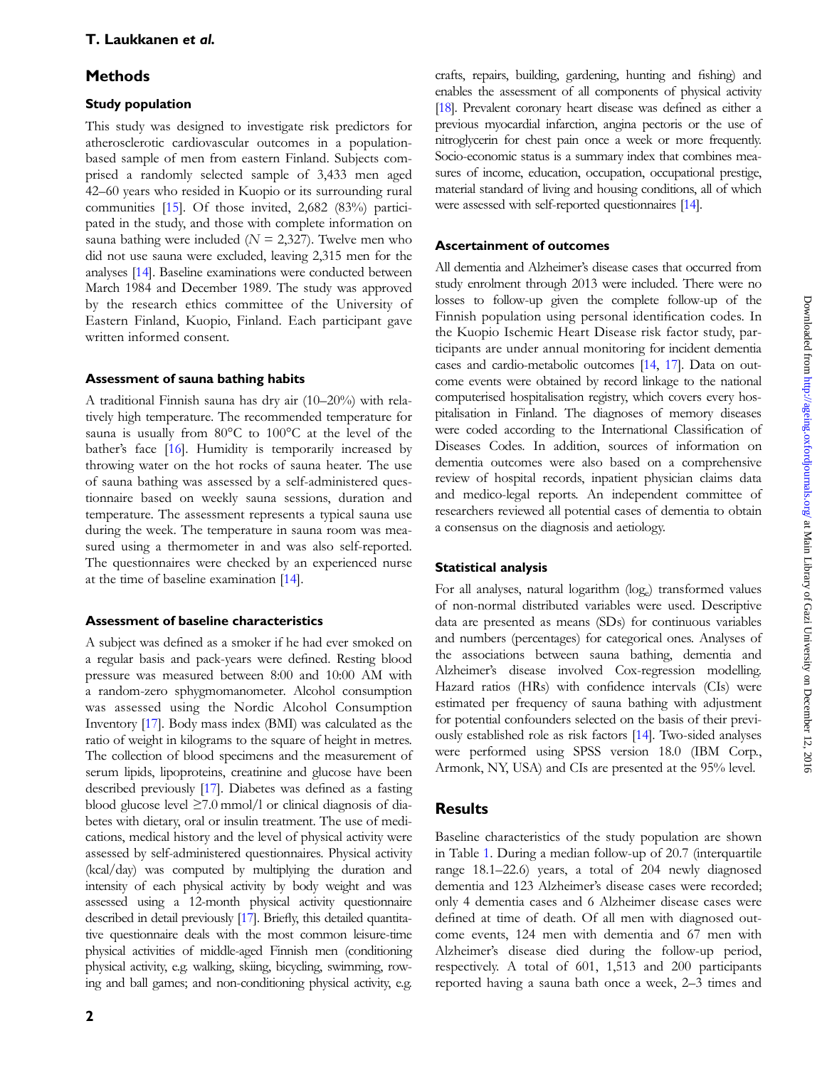## Methods

### Study population

This study was designed to investigate risk predictors for atherosclerotic cardiovascular outcomes in a population-based sample of men from eastern Finland. Subjects comprised a randomly selected sample of 3,433 men aged 42–60 years who resided in Kuopio or its surrounding rural communities [15]. Of those invited, 2,682 (83%) participated in the study, and those with complete information on sauna bathing were included ($N = 2,327$). Twelve men who did not use sauna were excluded, leaving 2,315 men for the analyses [14]. Baseline examinations were conducted between March 1984 and December 1989. The study was approved by the research ethics committee of the University of Eastern Finland, Kuopio, Finland. Each participant gave written informed consent.

### Assessment of sauna bathing habits

A traditional Finnish sauna has dry air (10–20%) with relatively high temperature. The recommended temperature for sauna is usually from 80°C to 100°C at the level of the bather's face [16]. Humidity is temporarily increased by throwing water on the hot rocks of sauna heater. The use of sauna bathing was assessed by a self-administered questionnaire based on weekly sauna sessions, duration and temperature. The assessment represents a typical sauna use during the week. The temperature in sauna room was measured using a thermometer in and was also self-reported. The questionnaires were checked by an experienced nurse at the time of baseline examination [14].

### Assessment of baseline characteristics

A subject was defined as a smoker if he had ever smoked on a regular basis and pack-years were defined. Resting blood pressure was measured between 8:00 and 10:00 AM with a random-zero sphygmomanometer. Alcohol consumption was assessed using the Nordic Alcohol Consumption Inventory [17]. Body mass index (BMI) was calculated as the ratio of weight in kilograms to the square of height in metres. The collection of blood specimens and the measurement of serum lipids, lipoproteins, creatinine and glucose have been described previously [17]. Diabetes was defined as a fasting blood glucose level ≥7.0 mmol/l or clinical diagnosis of diabetes with dietary, oral or insulin treatment. The use of medications, medical history and the level of physical activity were assessed by self-administered questionnaires. Physical activity (kcal/day) was computed by multiplying the duration and intensity of each physical activity by body weight and was assessed using a 12-month physical activity questionnaire described in detail previously [17]. Briefly, this detailed quantitative questionnaire deals with the most common leisure-time physical activities of middle-aged Finnish men (conditioning physical activity, e.g. walking, skiing, bicycling, swimming, rowing and ball games; and non-conditioning physical activity, e.g. crafts, repairs, building, gardening, hunting and fishing) and enables the assessment of all components of physical activity [18]. Prevalent coronary heart disease was defined as either a previous myocardial infarction, angina pectoris or the use of nitroglycerin for chest pain once a week or more frequently. Socio-economic status is a summary index that combines measures of income, education, occupation, occupational prestige, material standard of living and housing conditions, all of which were assessed with self-reported questionnaires [14].

### Ascertainment of outcomes

All dementia and Alzheimer's disease cases that occurred from study enrolment through 2013 were included. There were no losses to follow-up given the complete follow-up of the Finnish population using personal identification codes. In the Kuopio Ischemic Heart Disease risk factor study, participants are under annual monitoring for incident dementia cases and cardio-metabolic outcomes [14, 17]. Data on outcome events were obtained by record linkage to the national computerised hospitalisation registry, which covers every hospitalisation in Finland. The diagnoses of memory diseases were coded according to the International Classification of Diseases Codes. In addition, sources of information on dementia outcomes were also based on a comprehensive review of hospital records, inpatient physician claims data and medico-legal reports. An independent committee of researchers reviewed all potential cases of dementia to obtain a consensus on the diagnosis and aetiology.

### Statistical analysis

For all analyses, natural logarithm ($\log_e$) transformed values of non-normal distributed variables were used. Descriptive data are presented as means (SDs) for continuous variables and numbers (percentages) for categorical ones. Analyses of the associations between sauna bathing, dementia and Alzheimer's disease involved Cox-regression modelling. Hazard ratios (HRs) with confidence intervals (CIs) were estimated per frequency of sauna bathing with adjustment for potential confounders selected on the basis of their previously established role as risk factors [14]. Two-sided analyses were performed using SPSS version 18.0 (IBM Corp., Armonk, NY, USA) and CIs are presented at the 95% level.

## Results

Baseline characteristics of the study population are shown in Table 1. During a median follow-up of 20.7 (interquartile range 18.1–22.6) years, a total of 204 newly diagnosed dementia and 123 Alzheimer's disease cases were recorded; only 4 dementia cases and 6 Alzheimer disease cases were defined at time of death. Of all men with diagnosed outcome events, 124 men with dementia and 67 men with Alzheimer's disease died during the follow-up period, respectively. A total of 601, 1,513 and 200 participants reported having a sauna bath once a week, 2–3 times and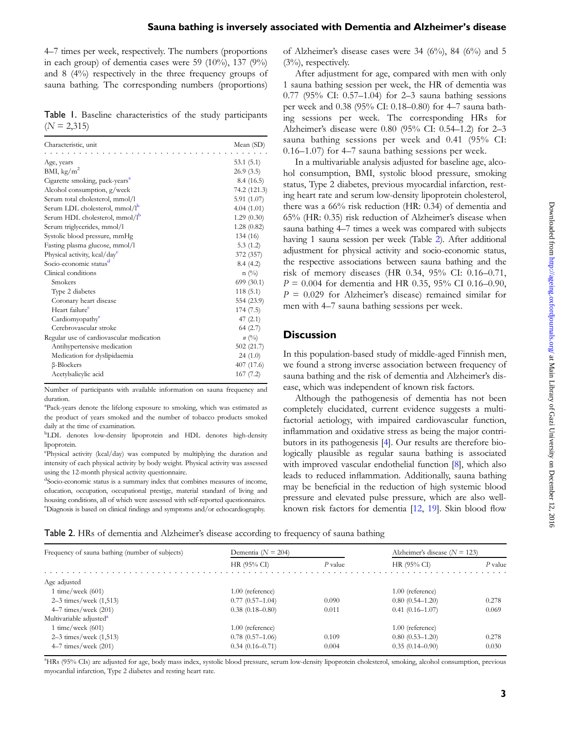4–7 times per week, respectively. The numbers (proportions in each group) of dementia cases were 59 (10%), 137 (9%) and 8 (4%) respectively in the three frequency groups of sauna bathing. The corresponding numbers (proportions) of Alzheimer's disease cases were 34 (6%), 84 (6%) and 5 (3%), respectively.

After adjustment for age, compared with men with only 1 sauna bathing session per week, the HR of dementia was 0.77 (95% CI: 0.57–1.04) for 2–3 sauna bathing sessions per week and 0.38 (95% CI: 0.18–0.80) for 4–7 sauna bathing sessions per week. The corresponding HRs for Alzheimer's disease were 0.80 (95% CI: 0.54–1.2) for 2–3 sauna bathing sessions per week and 0.41 (95% CI: 0.16–1.07) for 4–7 sauna bathing sessions per week.

In a multivariable analysis adjusted for baseline age, alcohol consumption, BMI, systolic blood pressure, smoking status, Type 2 diabetes, previous myocardial infarction, resting heart rate and serum low-density lipoprotein cholesterol, there was a 66% risk reduction (HR: 0.34) of dementia and 65% (HR: 0.35) risk reduction of Alzheimer's disease when sauna bathing 4–7 times a week was compared with subjects having 1 sauna session per week (Table 2). After additional adjustment for physical activity and socio-economic status, the respective associations between sauna bathing and the risk of memory diseases (HR 0.34, 95% CI: 0.16–0.71, $P = 0.004$ for dementia and HR 0.35, 95% CI 0.16–0.90, $P = 0.029$ for Alzheimer's disease) remained similar for men with 4–7 sauna bathing sessions per week.

**Table 1.** Baseline characteristics of the study participants ($N = 2,315$)

| Characteristic, unit | Mean (SD) |
|---|---|
| Age, years | 53.1 (5.1) |
| BMI, kg/m$^2$ | 26.9 (3.5) |
| Cigarette smoking, pack-years[a] | 8.4 (16.5) |
| Alcohol consumption, g/week | 74.2 (121.3) |
| Serum total cholesterol, mmol/l | 5.91 (1.07) |
| Serum LDL cholesterol, mmol/l[b] | 4.04 (1.01) |
| Serum HDL cholesterol, mmol/l[b] | 1.29 (0.30) |
| Serum triglycerides, mmol/l | 1.28 (0.82) |
| Systolic blood pressure, mmHg | 134 (16) |
| Fasting plasma glucose, mmol/l | 5.3 (1.2) |
| Physical activity, kcal/day[c] | 372 (357) |
| Socio-economic status[d] | 8.4 (4.2) |
| Clinical conditions | n (%) |
| Smokers | 699 (30.1) |
| Type 2 diabetes | 118 (5.1) |
| Coronary heart disease | 554 (23.9) |
| Heart failure[e] | 174 (7.5) |
| Cardiomyopathy[e] | 47 (2.1) |
| Cerebrovascular stroke | 64 (2.7) |
| Regular use of cardiovascular medication | *n* (%) |
| Antihypertensive medication | 502 (21.7) |
| Medication for dyslipidaemia | 24 (1.0) |
| β-Blockers | 407 (17.6) |
| Acetylsalicylic acid | 167 (7.2) |

Number of participants with available information on sauna frequency and duration.

[a]Pack-years denote the lifelong exposure to smoking, which was estimated as the product of years smoked and the number of tobacco products smoked daily at the time of examination.

[b]LDL denotes low-density lipoprotein and HDL denotes high-density lipoprotein.

[c]Physical activity (kcal/day) was computed by multiplying the duration and intensity of each physical activity by body weight. Physical activity was assessed using the 12-month physical activity questionnaire.

[d]Socio-economic status is a summary index that combines measures of income, education, occupation, occupational prestige, material standard of living and housing conditions, all of which were assessed with self-reported questionnaires.

[e]Diagnosis is based on clinical findings and symptoms and/or echocardiography.

## Discussion

In this population-based study of middle-aged Finnish men, we found a strong inverse association between frequency of sauna bathing and the risk of dementia and Alzheimer's disease, which was independent of known risk factors.

Although the pathogenesis of dementia has not been completely elucidated, current evidence suggests a multifactorial aetiology, with impaired cardiovascular function, inflammation and oxidative stress as being the major contributors in its pathogenesis [4]. Our results are therefore biologically plausible as regular sauna bathing is associated with improved vascular endothelial function [8], which also leads to reduced inflammation. Additionally, sauna bathing may be beneficial in the reduction of high systemic blood pressure and elevated pulse pressure, which are also well-known risk factors for dementia [12, 19]. Skin blood flow

**Table 2.** HRs of dementia and Alzheimer's disease according to frequency of sauna bathing

| Frequency of sauna bathing (number of subjects) | Dementia ($N = 204$) | | Alzheimer's disease ($N = 123$) | |
|---|---|---|---|---|
| | HR (95% CI) | *P* value | HR (95% CI) | *P* value |
| Age adjusted | | | | |
| 1 time/week (601) | 1.00 (reference) | | 1.00 (reference) | |
| 2–3 times/week (1,513) | 0.77 (0.57–1.04) | 0.090 | 0.80 (0.54–1.20) | 0.278 |
| 4–7 times/week (201) | 0.38 (0.18–0.80) | 0.011 | 0.41 (0.16–1.07) | 0.069 |
| Multivariable adjusted[a] | | | | |
| 1 time/week (601) | 1.00 (reference) | | 1.00 (reference) | |
| 2–3 times/week (1,513) | 0.78 (0.57–1.06) | 0.109 | 0.80 (0.53–1.20) | 0.278 |
| 4–7 times/week (201) | 0.34 (0.16–0.71) | 0.004 | 0.35 (0.14–0.90) | 0.030 |

[a]HRs (95% CIs) are adjusted for age, body mass index, systolic blood pressure, serum low-density lipoprotein cholesterol, smoking, alcohol consumption, previous myocardial infarction, Type 2 diabetes and resting heart rate.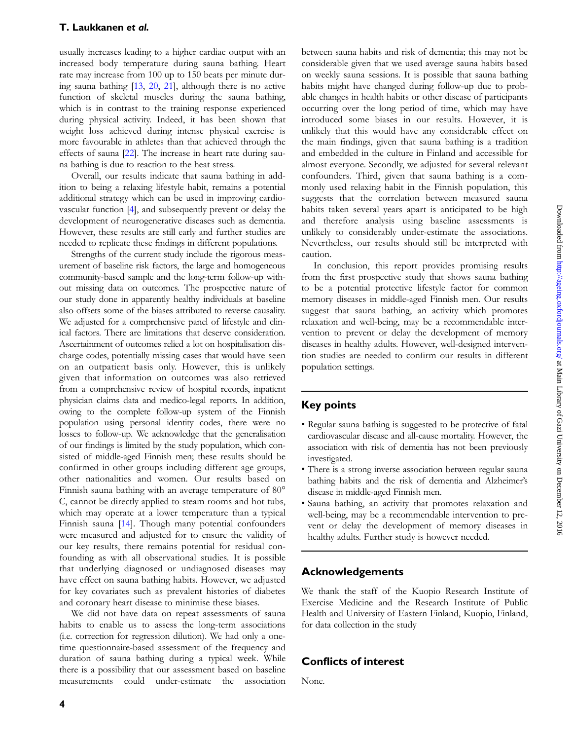usually increases leading to a higher cardiac output with an increased body temperature during sauna bathing. Heart rate may increase from 100 up to 150 beats per minute during sauna bathing [13, 20, 21], although there is no active function of skeletal muscles during the sauna bathing, which is in contrast to the training response experienced during physical activity. Indeed, it has been shown that weight loss achieved during intense physical exercise is more favourable in athletes than that achieved through the effects of sauna [22]. The increase in heart rate during sauna bathing is due to reaction to the heat stress.

Overall, our results indicate that sauna bathing in addition to being a relaxing lifestyle habit, remains a potential additional strategy which can be used in improving cardiovascular function [4], and subsequently prevent or delay the development of neurogenerative diseases such as dementia. However, these results are still early and further studies are needed to replicate these findings in different populations.

Strengths of the current study include the rigorous measurement of baseline risk factors, the large and homogeneous community-based sample and the long-term follow-up without missing data on outcomes. The prospective nature of our study done in apparently healthy individuals at baseline also offsets some of the biases attributed to reverse causality. We adjusted for a comprehensive panel of lifestyle and clinical factors. There are limitations that deserve consideration. Ascertainment of outcomes relied a lot on hospitalisation discharge codes, potentially missing cases that would have seen on an outpatient basis only. However, this is unlikely given that information on outcomes was also retrieved from a comprehensive review of hospital records, inpatient physician claims data and medico-legal reports. In addition, owing to the complete follow-up system of the Finnish population using personal identity codes, there were no losses to follow-up. We acknowledge that the generalisation of our findings is limited by the study population, which consisted of middle-aged Finnish men; these results should be confirmed in other groups including different age groups, other nationalities and women. Our results based on Finnish sauna bathing with an average temperature of 80° C, cannot be directly applied to steam rooms and hot tubs, which may operate at a lower temperature than a typical Finnish sauna [14]. Though many potential confounders were measured and adjusted for to ensure the validity of our key results, there remains potential for residual confounding as with all observational studies. It is possible that underlying diagnosed or undiagnosed diseases may have effect on sauna bathing habits. However, we adjusted for key covariates such as prevalent histories of diabetes and coronary heart disease to minimise these biases.

We did not have data on repeat assessments of sauna habits to enable us to assess the long-term associations (i.e. correction for regression dilution). We had only a one-time questionnaire-based assessment of the frequency and duration of sauna bathing during a typical week. While there is a possibility that our assessment based on baseline measurements could under-estimate the association between sauna habits and risk of dementia; this may not be considerable given that we used average sauna habits based on weekly sauna sessions. It is possible that sauna bathing habits might have changed during follow-up due to probable changes in health habits or other disease of participants occurring over the long period of time, which may have introduced some biases in our results. However, it is unlikely that this would have any considerable effect on the main findings, given that sauna bathing is a tradition and embedded in the culture in Finland and accessible for almost everyone. Secondly, we adjusted for several relevant confounders. Third, given that sauna bathing is a commonly used relaxing habit in the Finnish population, this suggests that the correlation between measured sauna habits taken several years apart is anticipated to be high and therefore analysis using baseline assessments is unlikely to considerably under-estimate the associations. Nevertheless, our results should still be interpreted with caution.

In conclusion, this report provides promising results from the first prospective study that shows sauna bathing to be a potential protective lifestyle factor for common memory diseases in middle-aged Finnish men. Our results suggest that sauna bathing, an activity which promotes relaxation and well-being, may be a recommendable intervention to prevent or delay the development of memory diseases in healthy adults. However, well-designed intervention studies are needed to confirm our results in different population settings.

## Key points

- Regular sauna bathing is suggested to be protective of fatal cardiovascular disease and all-cause mortality. However, the association with risk of dementia has not been previously investigated.
- There is a strong inverse association between regular sauna bathing habits and the risk of dementia and Alzheimer's disease in middle-aged Finnish men.
- Sauna bathing, an activity that promotes relaxation and well-being, may be a recommendable intervention to prevent or delay the development of memory diseases in healthy adults. Further study is however needed.

## Acknowledgements

We thank the staff of the Kuopio Research Institute of Exercise Medicine and the Research Institute of Public Health and University of Eastern Finland, Kuopio, Finland, for data collection in the study

## Conflicts of interest

None.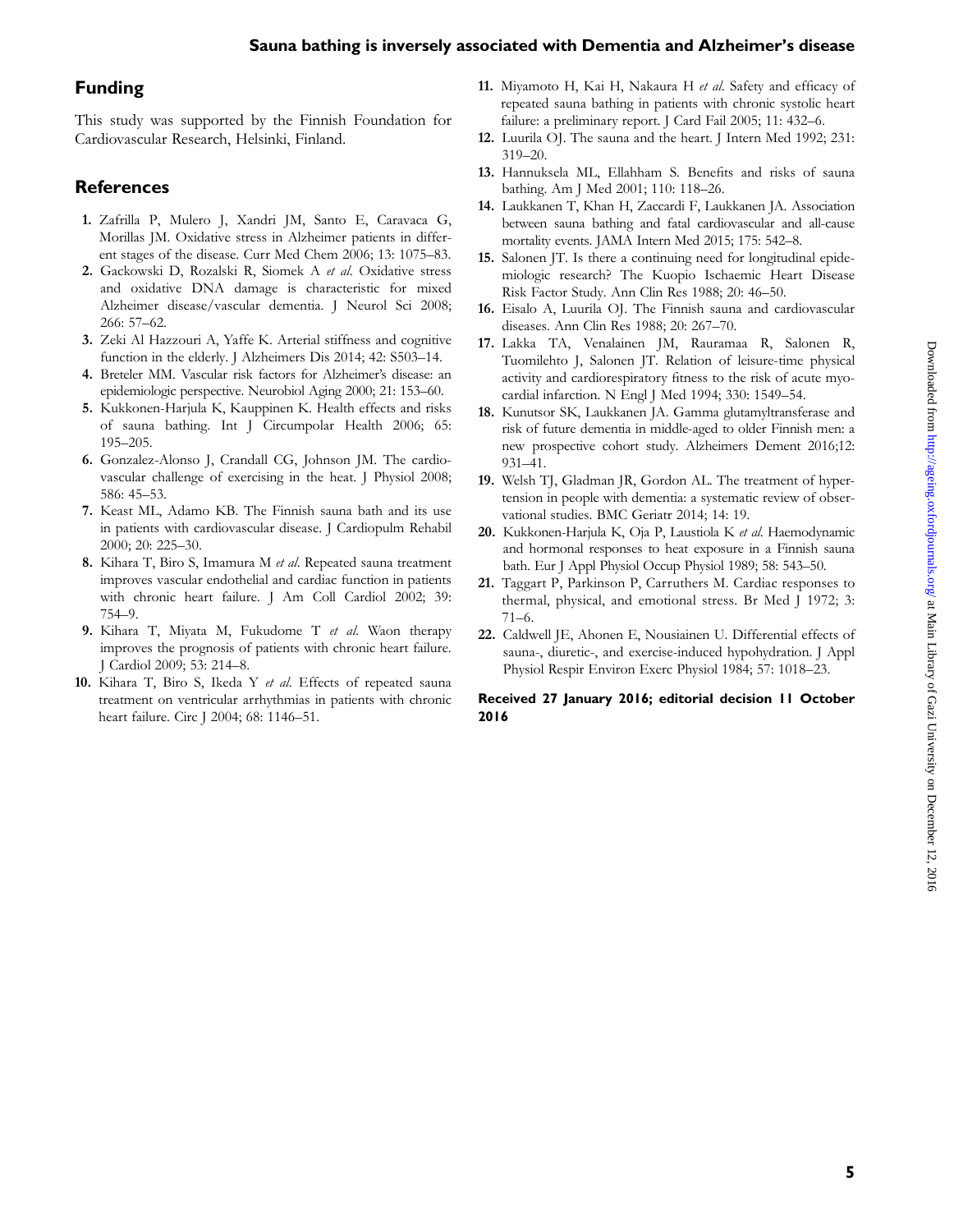## Funding

This study was supported by the Finnish Foundation for Cardiovascular Research, Helsinki, Finland.

## References

1. Zafrilla P, Mulero J, Xandri JM, Santo E, Caravaca G, Morillas JM. Oxidative stress in Alzheimer patients in different stages of the disease. Curr Med Chem 2006; 13: 1075–83.
2. Gackowski D, Rozalski R, Siomek A *et al*. Oxidative stress and oxidative DNA damage is characteristic for mixed Alzheimer disease/vascular dementia. J Neurol Sci 2008; 266: 57–62.
3. Zeki Al Hazzouri A, Yaffe K. Arterial stiffness and cognitive function in the elderly. J Alzheimers Dis 2014; 42: S503–14.
4. Breteler MM. Vascular risk factors for Alzheimer's disease: an epidemiologic perspective. Neurobiol Aging 2000; 21: 153–60.
5. Kukkonen-Harjula K, Kauppinen K. Health effects and risks of sauna bathing. Int J Circumpolar Health 2006; 65: 195–205.
6. Gonzalez-Alonso J, Crandall CG, Johnson JM. The cardiovascular challenge of exercising in the heat. J Physiol 2008; 586: 45–53.
7. Keast ML, Adamo KB. The Finnish sauna bath and its use in patients with cardiovascular disease. J Cardiopulm Rehabil 2000; 20: 225–30.
8. Kihara T, Biro S, Imamura M *et al*. Repeated sauna treatment improves vascular endothelial and cardiac function in patients with chronic heart failure. J Am Coll Cardiol 2002; 39: 754–9.
9. Kihara T, Miyata M, Fukudome T *et al*. Waon therapy improves the prognosis of patients with chronic heart failure. J Cardiol 2009; 53: 214–8.
10. Kihara T, Biro S, Ikeda Y *et al*. Effects of repeated sauna treatment on ventricular arrhythmias in patients with chronic heart failure. Circ J 2004; 68: 1146–51.
11. Miyamoto H, Kai H, Nakaura H *et al*. Safety and efficacy of repeated sauna bathing in patients with chronic systolic heart failure: a preliminary report. J Card Fail 2005; 11: 432–6.
12. Luurila OJ. The sauna and the heart. J Intern Med 1992; 231: 319–20.
13. Hannuksela ML, Ellahham S. Benefits and risks of sauna bathing. Am J Med 2001; 110: 118–26.
14. Laukkanen T, Khan H, Zaccardi F, Laukkanen JA. Association between sauna bathing and fatal cardiovascular and all-cause mortality events. JAMA Intern Med 2015; 175: 542–8.
15. Salonen JT. Is there a continuing need for longitudinal epidemiologic research? The Kuopio Ischaemic Heart Disease Risk Factor Study. Ann Clin Res 1988; 20: 46–50.
16. Eisalo A, Luurila OJ. The Finnish sauna and cardiovascular diseases. Ann Clin Res 1988; 20: 267–70.
17. Lakka TA, Venalainen JM, Rauramaa R, Salonen R, Tuomilehto J, Salonen JT. Relation of leisure-time physical activity and cardiorespiratory fitness to the risk of acute myocardial infarction. N Engl J Med 1994; 330: 1549–54.
18. Kunutsor SK, Laukkanen JA. Gamma glutamyltransferase and risk of future dementia in middle-aged to older Finnish men: a new prospective cohort study. Alzheimers Dement 2016;12: 931–41.
19. Welsh TJ, Gladman JR, Gordon AL. The treatment of hypertension in people with dementia: a systematic review of observational studies. BMC Geriatr 2014; 14: 19.
20. Kukkonen-Harjula K, Oja P, Laustiola K *et al*. Haemodynamic and hormonal responses to heat exposure in a Finnish sauna bath. Eur J Appl Physiol Occup Physiol 1989; 58: 543–50.
21. Taggart P, Parkinson P, Carruthers M. Cardiac responses to thermal, physical, and emotional stress. Br Med J 1972; 3: 71–6.
22. Caldwell JE, Ahonen E, Nousiainen U. Differential effects of sauna-, diuretic-, and exercise-induced hypohydration. J Appl Physiol Respir Environ Exerc Physiol 1984; 57: 1018–23.

**Received 27 January 2016; editorial decision 11 October 2016**